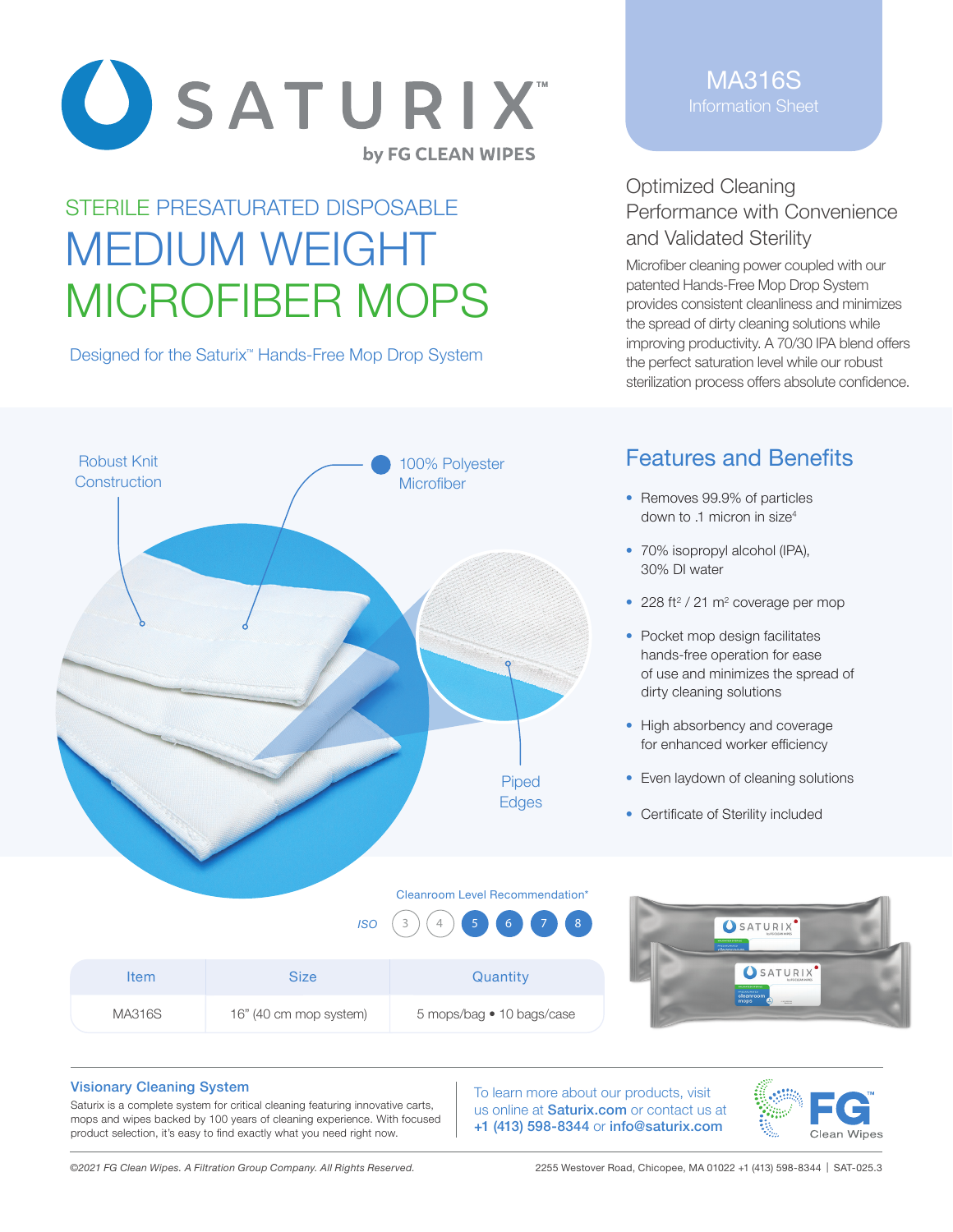# SATURIX™

by FG CLEAN WIPES

MA316S
Information Sheet

STERILE PRESATURATED DISPOSABLE

# MEDIUM WEIGHT MICROFIBER MOPS

Designed for the Saturix™ Hands-Free Mop Drop System

## Optimized Cleaning Performance with Convenience and Validated Sterility

Microfiber cleaning power coupled with our patented Hands-Free Mop Drop System provides consistent cleanliness and minimizes the spread of dirty cleaning solutions while improving productivity. A 70/30 IPA blend offers the perfect saturation level while our robust sterilization process offers absolute confidence.

Robust Knit Construction

100% Polyester Microfiber

Piped Edges

## Features and Benefits

- Removes 99.9% of particles down to .1 micron in size[4]
- 70% isopropyl alcohol (IPA), 30% DI water
- 228 ft² / 21 m² coverage per mop
- Pocket mop design facilitates hands-free operation for ease of use and minimizes the spread of dirty cleaning solutions
- High absorbency and coverage for enhanced worker efficiency
- Even laydown of cleaning solutions
- Certificate of Sterility included

Cleanroom Level Recommendation*

ISO 3 4 **5 6 7 8**

| Item | Size | Quantity |
|---|---|---|
| MA316S | 16" (40 cm mop system) | 5 mops/bag • 10 bags/case |

### Visionary Cleaning System

Saturix is a complete system for critical cleaning featuring innovative carts, mops and wipes backed by 100 years of cleaning experience. With focused product selection, it's easy to find exactly what you need right now.

To learn more about our products, visit us online at **Saturix.com** or contact us at **+1 (413) 598-8344** or **info@saturix.com**

FG™ Clean Wipes

*©2021 FG Clean Wipes. A Filtration Group Company. All Rights Reserved.*

2255 Westover Road, Chicopee, MA 01022 +1 (413) 598-8344 | SAT-025.3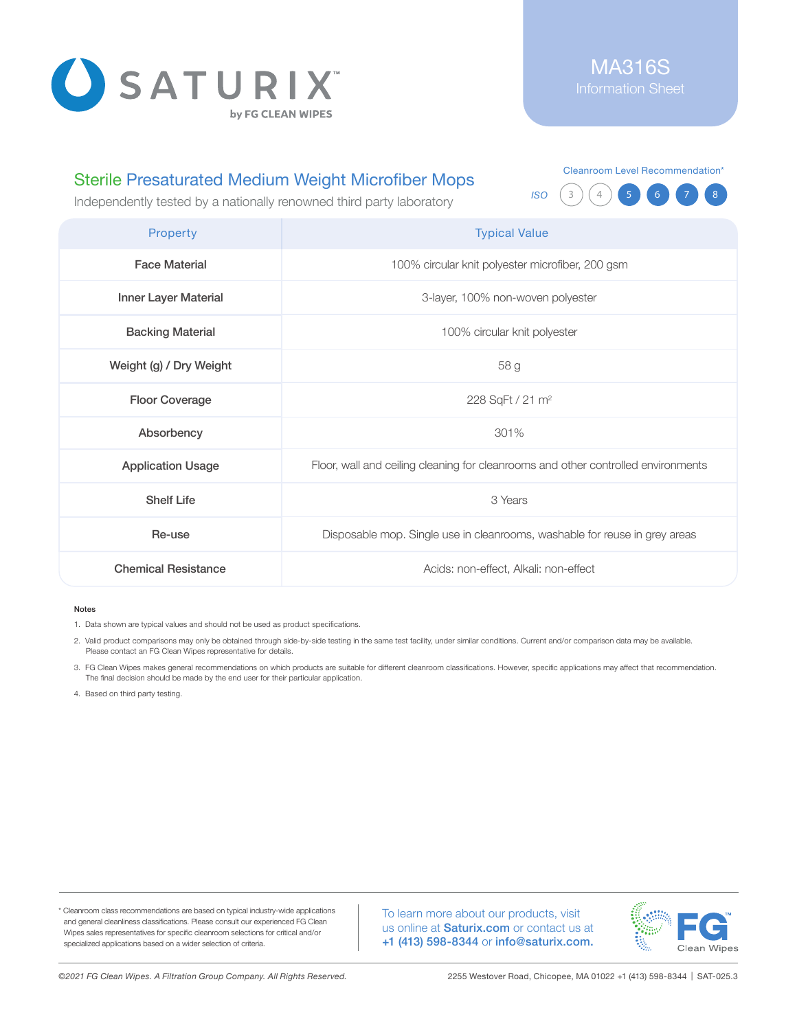# SATURIX

by FG CLEAN WIPES

MA316S
Information Sheet

## Sterile Presaturated Medium Weight Microfiber Mops

Independently tested by a nationally renowned third party laboratory

Cleanroom Level Recommendation*

ISO 3 4 **5** **6** **7** **8**

| Property | Typical Value |
|---|---|
| Face Material | 100% circular knit polyester microfiber, 200 gsm |
| Inner Layer Material | 3-layer, 100% non-woven polyester |
| Backing Material | 100% circular knit polyester |
| Weight (g) / Dry Weight | 58 g |
| Floor Coverage | 228 SqFt / 21 $m^2$ |
| Absorbency | 301% |
| Application Usage | Floor, wall and ceiling cleaning for cleanrooms and other controlled environments |
| Shelf Life | 3 Years |
| Re-use | Disposable mop. Single use in cleanrooms, washable for reuse in grey areas |
| Chemical Resistance | Acids: non-effect, Alkali: non-effect |

**Notes**

1. Data shown are typical values and should not be used as product specifications.
2. Valid product comparisons may only be obtained through side-by-side testing in the same test facility, under similar conditions. Current and/or comparison data may be available. Please contact an FG Clean Wipes representative for details.
3. FG Clean Wipes makes general recommendations on which products are suitable for different cleanroom classifications. However, specific applications may affect that recommendation. The final decision should be made by the end user for their particular application.
4. Based on third party testing.

* Cleanroom class recommendations are based on typical industry-wide applications and general cleanliness classifications. Please consult our experienced FG Clean Wipes sales representatives for specific cleanroom selections for critical and/or specialized applications based on a wider selection of criteria.

To learn more about our products, visit us online at **Saturix.com** or contact us at **+1 (413) 598-8344** or **info@saturix.com.**

FG Clean Wipes

*©2021 FG Clean Wipes. A Filtration Group Company. All Rights Reserved.*

2255 Westover Road, Chicopee, MA 01022 +1 (413) 598-8344 | SAT-025.3